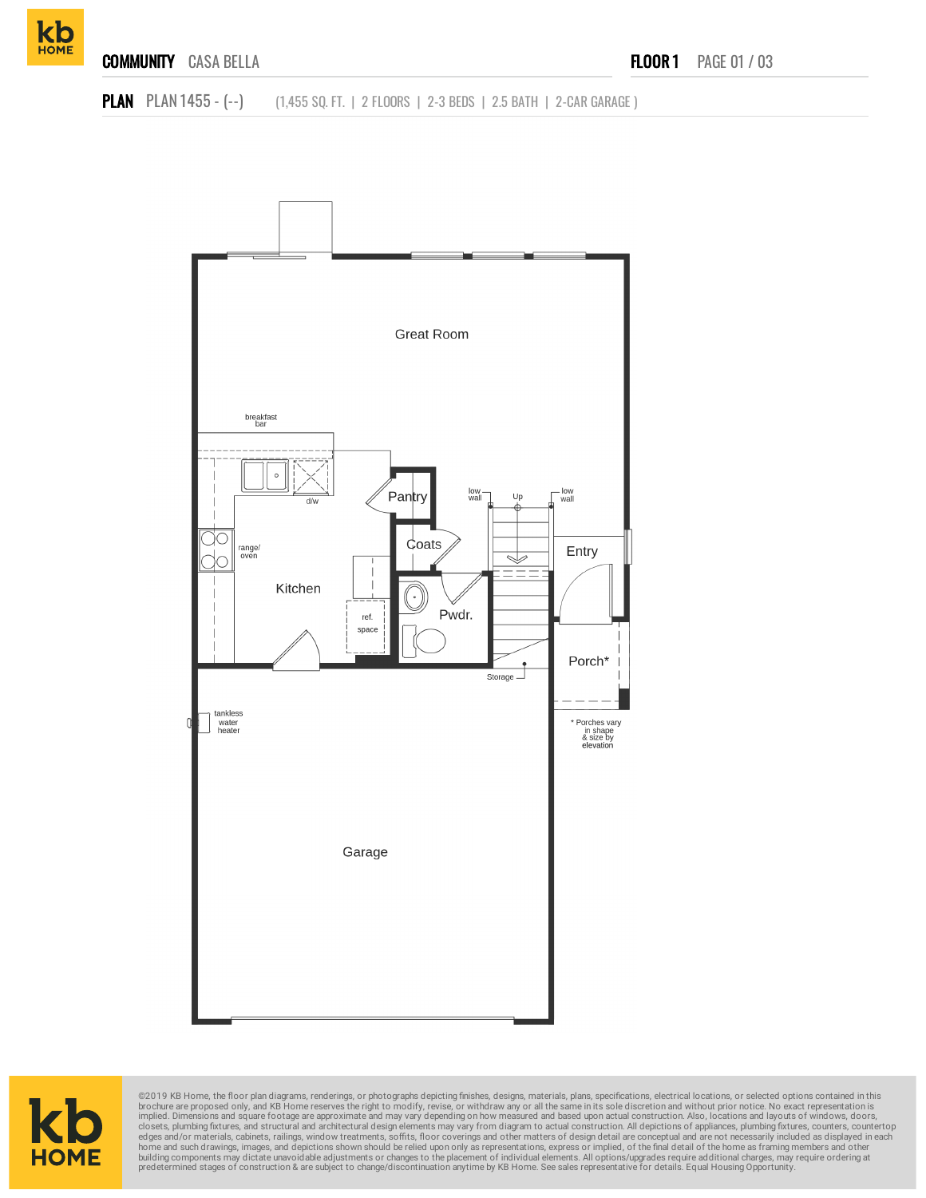COMMUNITY CASA BELLA

FLOOR 1

PLAN PLAN 1455 - (--) (1,455 SQ. FT. | 2 FLOORS | 2-3 BEDS | 2.5 BATH | 2-CAR GARAGE )

Great Room

breakfast bar

d/w

Pantry

low wall

Up

low wall

Coats

Entry

range/ oven

Kitchen

Pwdr.

ref. space

Porch*

Storage

tankless water heater

* Porches vary in shape & size by elevation

Garage

©2019 KB Home, the floor plan diagrams, renderings, or photographs depicting finishes, designs, materials, plans, specifications, electrical locations, or selected options contained in this brochure are proposed only, and KB Home reserves the right to modify, revise, or withdraw any or all the same in its sole discretion and without prior notice. No exact representation is implied. Dimensions and square footage are approximate and may vary depending on how measured and based upon actual construction. Also, locations and layouts of windows, doors, closets, plumbing fixtures, and structural and architectural design elements may vary from diagram to actual construction. All depictions of appliances, plumbing fixtures, counters, countertop edges and/or materials, cabinets, railings, window treatments, soffits, floor coverings and other matters of design detail are conceptual and are not necessarily included as displayed in each home and such drawings, images, and depictions shown should be relied upon only as representations, express or implied, of the final detail of the home as framing members and other building components may dictate unavoidable adjustments or changes to the placement of individual elements. All options/upgrades require additional charges, may require ordering at predetermined stages of construction & are subject to change/discontinuation anytime by KB Home. See sales representative for details. Equal Housing Opportunity.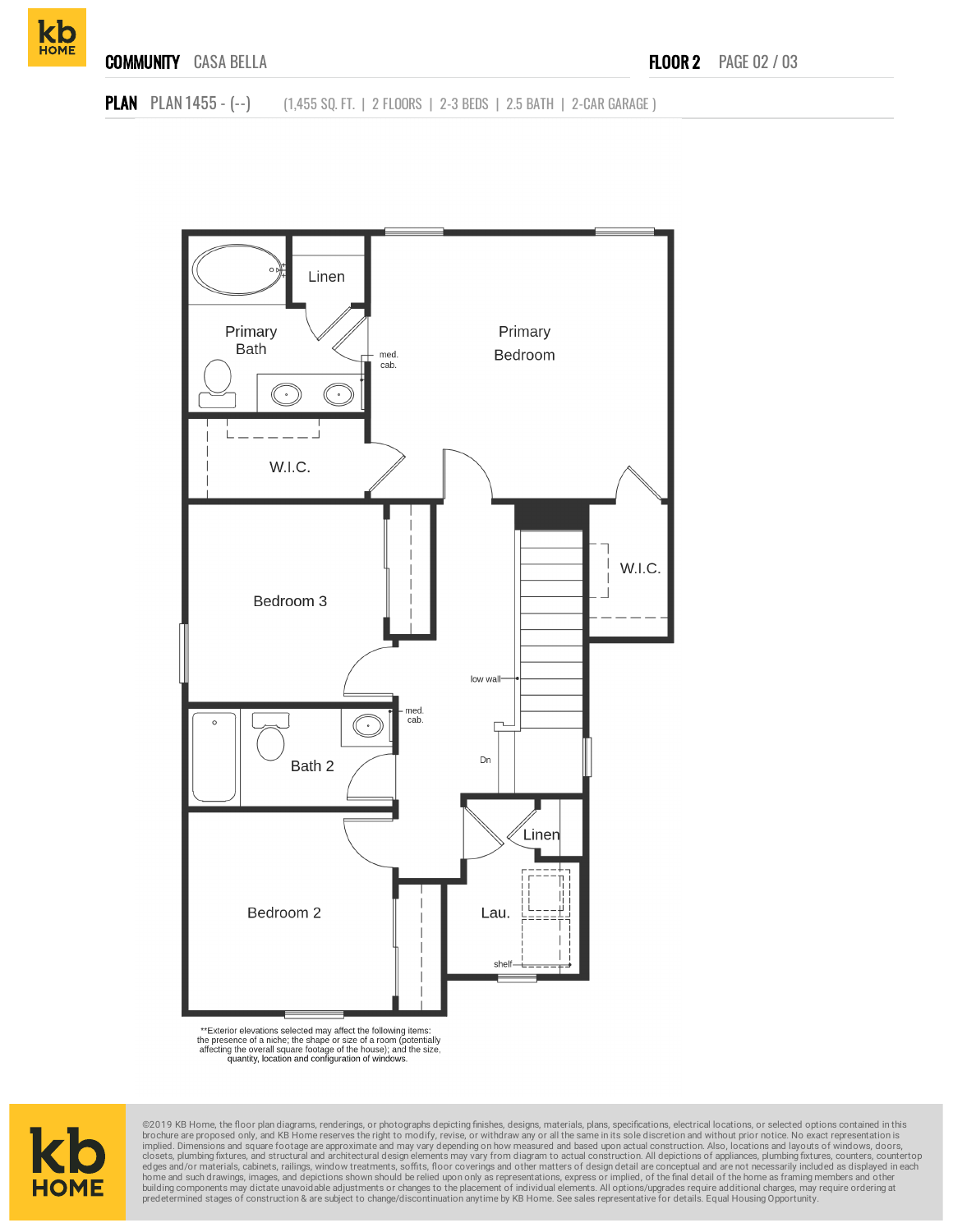**COMMUNITY** CASA BELLA

**FLOOR 2**

**PLAN** PLAN 1455 - (--) (1,455 SQ. FT. | 2 FLOORS | 2-3 BEDS | 2.5 BATH | 2-CAR GARAGE )

Primary Bath

Linen

med. cab.

Primary Bedroom

W.I.C.

Bedroom 3

W.I.C.

low wall

med. cab.

Bath 2

Dn

Linen

Bedroom 2

Lau.

shelf

**Exterior elevations selected may affect the following items: the presence of a niche; the shape or size of a room (potentially affecting the overall square footage of the house); and the size, quantity, location and configuration of windows.

©2019 KB Home, the floor plan diagrams, renderings, or photographs depicting finishes, designs, materials, plans, specifications, electrical locations, or selected options contained in this brochure are proposed only, and KB Home reserves the right to modify, revise, or withdraw any or all the same in its sole discretion and without prior notice. No exact representation is implied. Dimensions and square footage are approximate and may vary depending on how measured and based upon actual construction. Also, locations and layouts of windows, doors, closets, plumbing fixtures, and structural and architectural design elements may vary from diagram to actual construction. All depictions of appliances, plumbing fixtures, counters, countertop edges and/or materials, cabinets, railings, window treatments, soffits, floor coverings and other matters of design detail are conceptual and are not necessarily included as displayed in each home and such drawings, images, and depictions shown should be relied upon only as representations, express or implied, of the final detail of the home as framing members and other building components may dictate unavoidable adjustments or changes to the placement of individual elements. All options/upgrades require additional charges, may require ordering at predetermined stages of construction & are subject to change/discontinuation anytime by KB Home. See sales representative for details. Equal Housing Opportunity.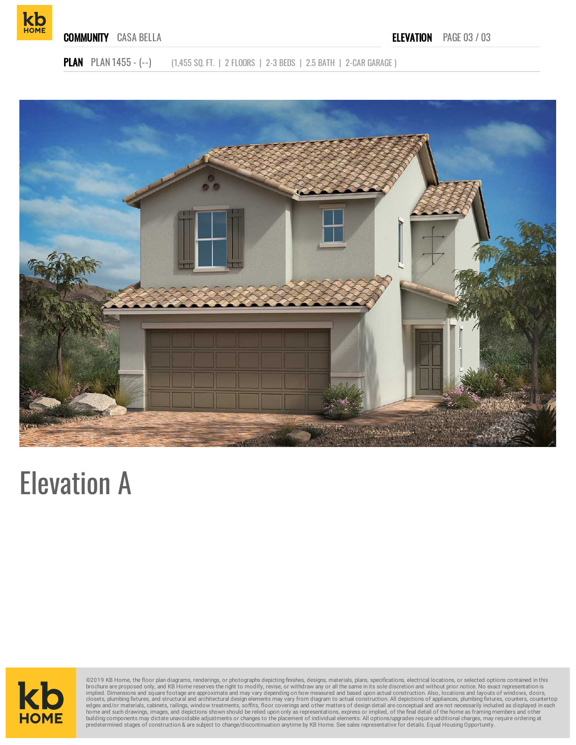**COMMUNITY** CASA BELLA

**ELEVATION**

**PLAN** PLAN 1455 - (--) (1,455 SQ. FT. | 2 FLOORS | 2-3 BEDS | 2.5 BATH | 2-CAR GARAGE )

# Elevation A

©2019 KB Home, the floor plan diagrams, renderings, or photographs depicting finishes, designs, materials, plans, specifications, electrical locations, or selected options contained in this brochure are proposed only, and KB Home reserves the right to modify, revise, or withdraw any or all the same in its sole discretion and without prior notice. No exact representation is implied. Dimensions and square footage are approximate and may vary depending on how measured and based upon actual construction. Also, locations and layouts of windows, doors, closets, plumbing fixtures, and structural and architectural design elements may vary from diagram to actual construction. All depictions of appliances, plumbing fixtures, counters, countertop edges and/or materials, cabinets, railings, window treatments, soffits, floor coverings and other matters of design detail are conceptual and are not necessarily included as displayed in each home and such drawings, images, and depictions shown should be relied upon only as representations, express or implied, of the final detail of the home as framing members and other building components may dictate unavoidable adjustments or changes to the placement of individual elements. All options/upgrades require additional charges, may require ordering at predetermined stages of construction & are subject to change/discontinuation anytime by KB Home. See sales representative for details. Equal Housing Opportunity.